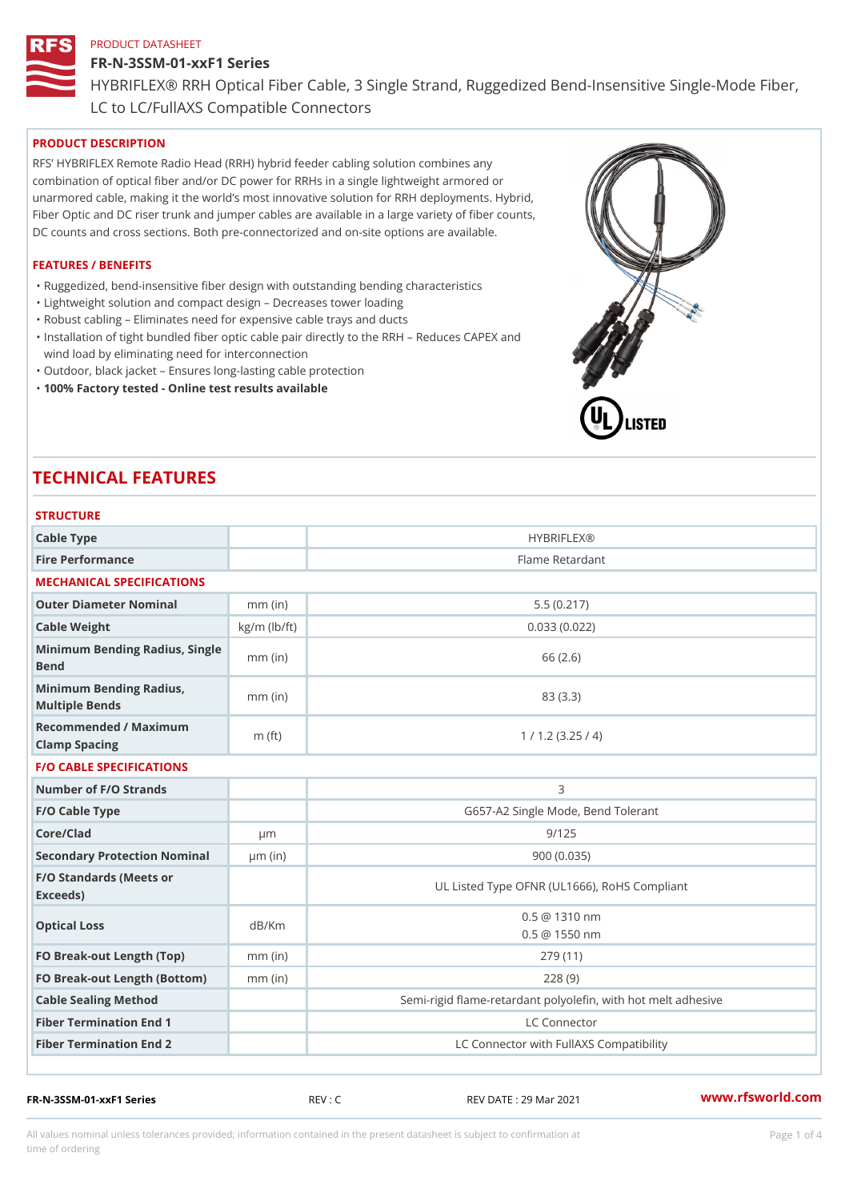PRODUCT DATASHEET

# FR-N-3SSM-01-xxF1 Series

HYBRIFLEX® RRH Optical Fiber Cable, 3 Single Strand, Ruggedized Bend-Insensitive Single-Mode Fiber, LC to LC/FullAXS Compatible Connectors

## PRODUCT DESCRIPTION

RFS' HYBRIFLEX Remote Radio Head (RRH) hybrid feeder cabling solution combines any combination of optical fiber and/or DC power for RRHs in a single lightweight armored or unarmored cable, making it the world's most innovative solution for RRH deployments. Hybrid, Fiber Optic and DC riser trunk and jumper cables are available in a large variety of fiber counts, DC counts and cross sections. Both pre-connectorized and on-site options are available.

## FEATURES / BENEFITS

- Ruggedized, bend-insensitive fiber design with outstanding bending characteristics
- Lightweight solution and compact design – Decreases tower loading
- Robust cabling – Eliminates need for expensive cable trays and ducts
- Installation of tight bundled fiber optic cable pair directly to the RRH – Reduces CAPEX and wind load by eliminating need for interconnection
- Outdoor, black jacket – Ensures long-lasting cable protection
- **100% Factory tested - Online test results available**

# TECHNICAL FEATURES

## STRUCTURE

| | | |
|---|---|---|
| Cable Type | | HYBRIFLEX® |
| Fire Performance | | Flame Retardant |

## MECHANICAL SPECIFICATIONS

| | | |
|---|---|---|
| Outer Diameter Nominal | mm (in) | 5.5 (0.217) |
| Cable Weight | kg/m (lb/ft) | 0.033 (0.022) |
| Minimum Bending Radius, Single Bend | mm (in) | 66 (2.6) |
| Minimum Bending Radius, Multiple Bends | mm (in) | 83 (3.3) |
| Recommended / Maximum Clamp Spacing | m (ft) | 1 / 1.2 (3.25 / 4) |

## F/O CABLE SPECIFICATIONS

| | | |
|---|---|---|
| Number of F/O Strands | | 3 |
| F/O Cable Type | | G657-A2 Single Mode, Bend Tolerant |
| Core/Clad | μm | 9/125 |
| Secondary Protection Nominal | μm (in) | 900 (0.035) |
| F/O Standards (Meets or Exceeds) | | UL Listed Type OFNR (UL1666), RoHS Compliant |
| Optical Loss | dB/Km | 0.5 @ 1310 nm<br>0.5 @ 1550 nm |
| FO Break-out Length (Top) | mm (in) | 279 (11) |
| FO Break-out Length (Bottom) | mm (in) | 228 (9) |
| Cable Sealing Method | | Semi-rigid flame-retardant polyolefin, with hot melt adhesive |
| Fiber Termination End 1 | | LC Connector |
| Fiber Termination End 2 | | LC Connector with FullAXS Compatibility |

FR-N-3SSM-01-xxF1 Series    REV : C    REV DATE : 29 Mar 2021    www.rfsworld.com

All values nominal unless tolerances provided; information contained in the present datasheet is subject to confirmation at time of ordering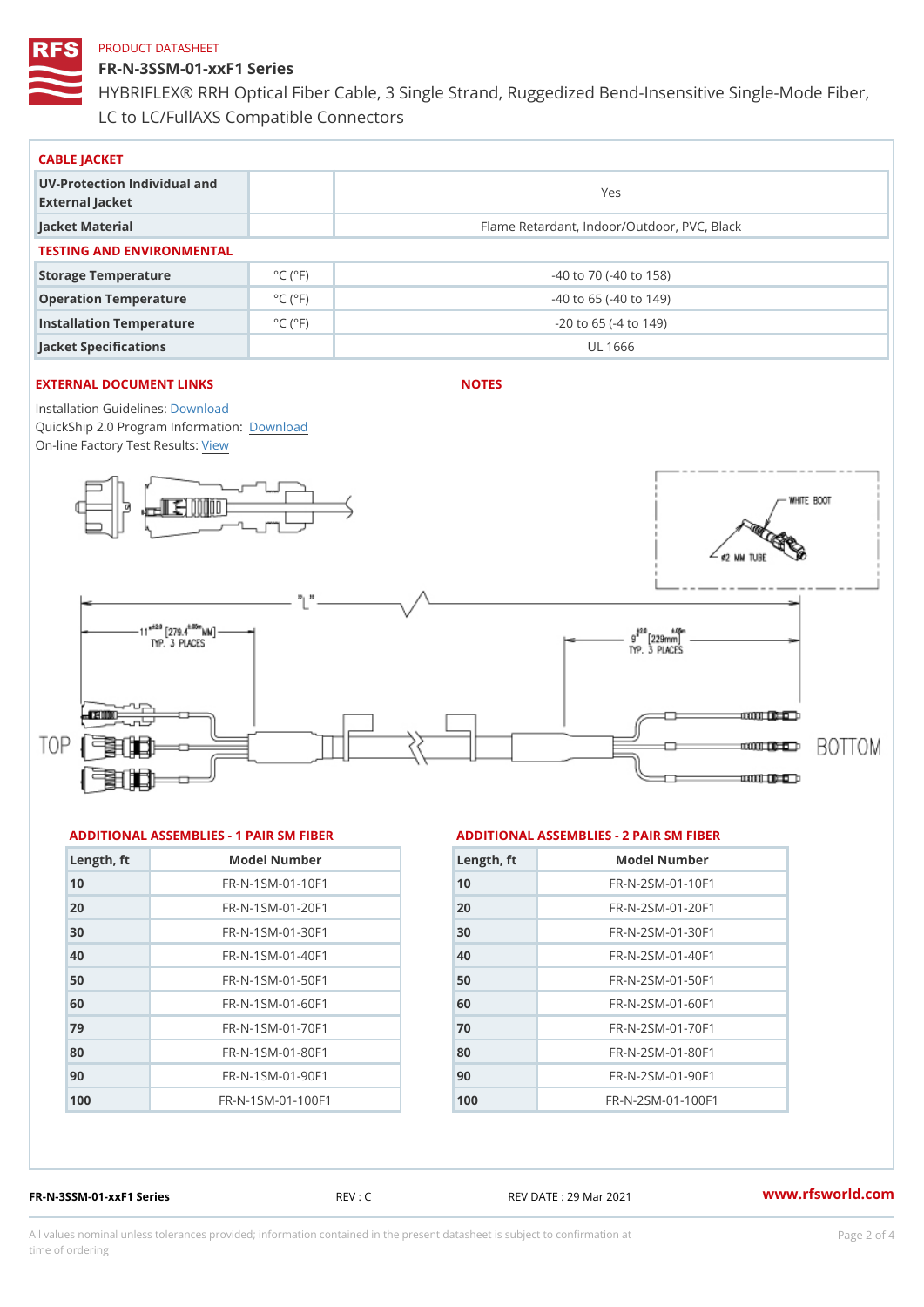PRODUCT DATASHEET

# FR-N-3SSM-01-xxF1 Series

HYBRIFLEX® RRH Optical Fiber Cable, 3 Single Strand, Ruggedized Bend-Insensitive Single-Mode Fiber, LC to LC/FullAXS Compatible Connectors

## CABLE JACKET

| | | |
|---|---|---|
| UV-Protection Individual and External Jacket | | Yes |
| Jacket Material | | Flame Retardant, Indoor/Outdoor, PVC, Black |

## TESTING AND ENVIRONMENTAL

| | | |
|---|---|---|
| Storage Temperature | °C (°F) | -40 to 70 (-40 to 158) |
| Operation Temperature | °C (°F) | -40 to 65 (-40 to 149) |
| Installation Temperature | °C (°F) | -20 to 65 (-4 to 149) |
| Jacket Specifications | | UL 1666 |

## EXTERNAL DOCUMENT LINKS

Installation Guidelines: Download
QuickShip 2.0 Program Information: Download
On-line Factory Test Results: View

## NOTES

## ADDITIONAL ASSEMBLIES - 1 PAIR SM FIBER

| Length, ft | Model Number |
|---|---|
| 10 | FR-N-1SM-01-10F1 |
| 20 | FR-N-1SM-01-20F1 |
| 30 | FR-N-1SM-01-30F1 |
| 40 | FR-N-1SM-01-40F1 |
| 50 | FR-N-1SM-01-50F1 |
| 60 | FR-N-1SM-01-60F1 |
| 79 | FR-N-1SM-01-70F1 |
| 80 | FR-N-1SM-01-80F1 |
| 90 | FR-N-1SM-01-90F1 |
| 100 | FR-N-1SM-01-100F1 |

## ADDITIONAL ASSEMBLIES - 2 PAIR SM FIBER

| Length, ft | Model Number |
|---|---|
| 10 | FR-N-2SM-01-10F1 |
| 20 | FR-N-2SM-01-20F1 |
| 30 | FR-N-2SM-01-30F1 |
| 40 | FR-N-2SM-01-40F1 |
| 50 | FR-N-2SM-01-50F1 |
| 60 | FR-N-2SM-01-60F1 |
| 70 | FR-N-2SM-01-70F1 |
| 80 | FR-N-2SM-01-80F1 |
| 90 | FR-N-2SM-01-90F1 |
| 100 | FR-N-2SM-01-100F1 |

FR-N-3SSM-01-xxF1 Series REV : C REV DATE : 29 Mar 2021 www.rfsworld.com

All values nominal unless tolerances provided; information contained in the present datasheet is subject to confirmation at time of ordering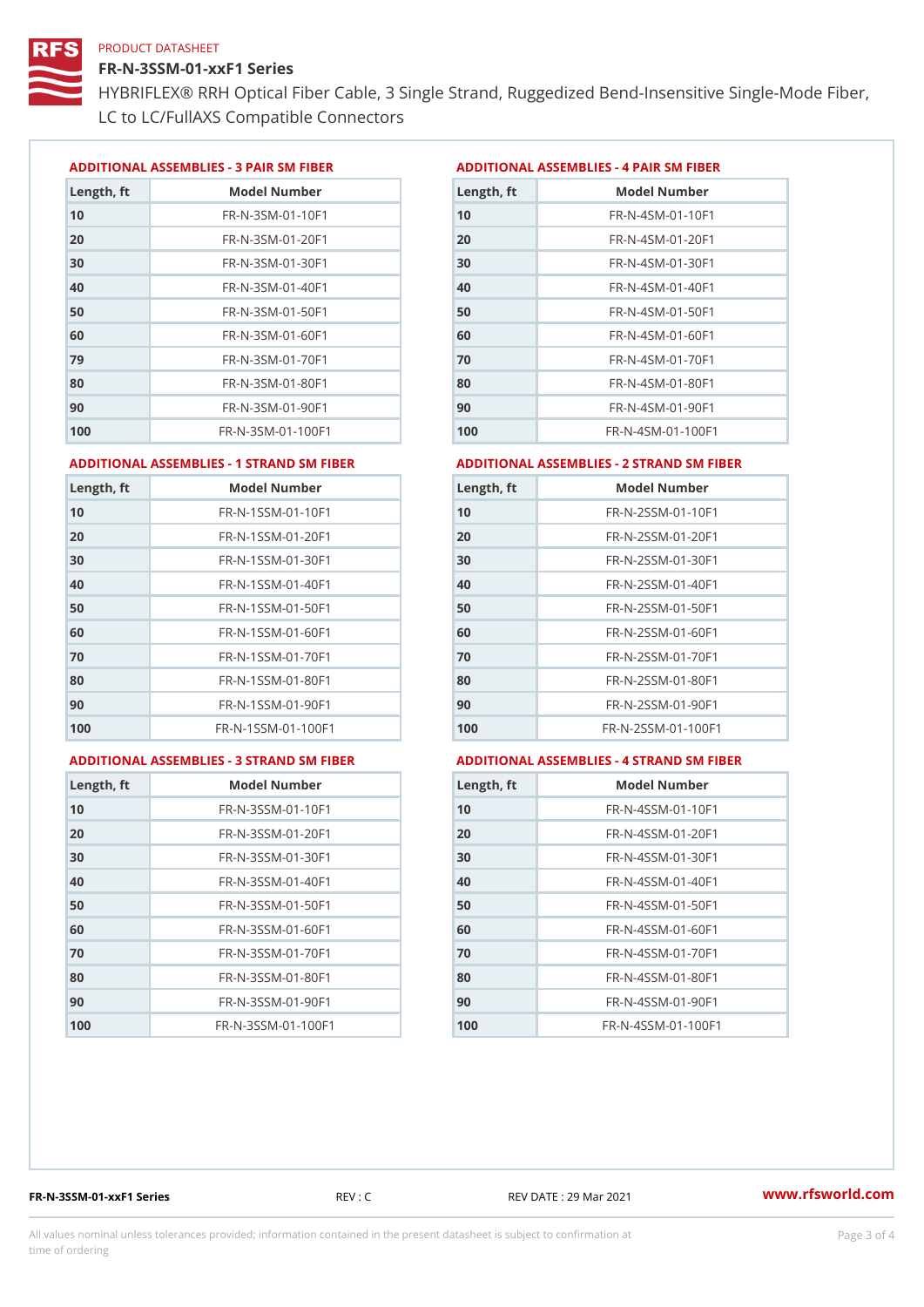PRODUCT DATASHEET

# FR-N-3SSM-01-xxF1 Series

HYBRIFLEX® RRH Optical Fiber Cable, 3 Single Strand, Ruggedized Bend-Insensitive Single-Mode Fiber, LC to LC/FullAXS Compatible Connectors

## ADDITIONAL ASSEMBLIES - 3 PAIR SM FIBER

| Length, ft | Model Number |
|---|---|
| 10 | FR-N-3SM-01-10F1 |
| 20 | FR-N-3SM-01-20F1 |
| 30 | FR-N-3SM-01-30F1 |
| 40 | FR-N-3SM-01-40F1 |
| 50 | FR-N-3SM-01-50F1 |
| 60 | FR-N-3SM-01-60F1 |
| 79 | FR-N-3SM-01-70F1 |
| 80 | FR-N-3SM-01-80F1 |
| 90 | FR-N-3SM-01-90F1 |
| 100 | FR-N-3SM-01-100F1 |

## ADDITIONAL ASSEMBLIES - 4 PAIR SM FIBER

| Length, ft | Model Number |
|---|---|
| 10 | FR-N-4SM-01-10F1 |
| 20 | FR-N-4SM-01-20F1 |
| 30 | FR-N-4SM-01-30F1 |
| 40 | FR-N-4SM-01-40F1 |
| 50 | FR-N-4SM-01-50F1 |
| 60 | FR-N-4SM-01-60F1 |
| 70 | FR-N-4SM-01-70F1 |
| 80 | FR-N-4SM-01-80F1 |
| 90 | FR-N-4SM-01-90F1 |
| 100 | FR-N-4SM-01-100F1 |

## ADDITIONAL ASSEMBLIES - 1 STRAND SM FIBER

| Length, ft | Model Number |
|---|---|
| 10 | FR-N-1SSM-01-10F1 |
| 20 | FR-N-1SSM-01-20F1 |
| 30 | FR-N-1SSM-01-30F1 |
| 40 | FR-N-1SSM-01-40F1 |
| 50 | FR-N-1SSM-01-50F1 |
| 60 | FR-N-1SSM-01-60F1 |
| 70 | FR-N-1SSM-01-70F1 |
| 80 | FR-N-1SSM-01-80F1 |
| 90 | FR-N-1SSM-01-90F1 |
| 100 | FR-N-1SSM-01-100F1 |

## ADDITIONAL ASSEMBLIES - 2 STRAND SM FIBER

| Length, ft | Model Number |
|---|---|
| 10 | FR-N-2SSM-01-10F1 |
| 20 | FR-N-2SSM-01-20F1 |
| 30 | FR-N-2SSM-01-30F1 |
| 40 | FR-N-2SSM-01-40F1 |
| 50 | FR-N-2SSM-01-50F1 |
| 60 | FR-N-2SSM-01-60F1 |
| 70 | FR-N-2SSM-01-70F1 |
| 80 | FR-N-2SSM-01-80F1 |
| 90 | FR-N-2SSM-01-90F1 |
| 100 | FR-N-2SSM-01-100F1 |

## ADDITIONAL ASSEMBLIES - 3 STRAND SM FIBER

| Length, ft | Model Number |
|---|---|
| 10 | FR-N-3SSM-01-10F1 |
| 20 | FR-N-3SSM-01-20F1 |
| 30 | FR-N-3SSM-01-30F1 |
| 40 | FR-N-3SSM-01-40F1 |
| 50 | FR-N-3SSM-01-50F1 |
| 60 | FR-N-3SSM-01-60F1 |
| 70 | FR-N-3SSM-01-70F1 |
| 80 | FR-N-3SSM-01-80F1 |
| 90 | FR-N-3SSM-01-90F1 |
| 100 | FR-N-3SSM-01-100F1 |

## ADDITIONAL ASSEMBLIES - 4 STRAND SM FIBER

| Length, ft | Model Number |
|---|---|
| 10 | FR-N-4SSM-01-10F1 |
| 20 | FR-N-4SSM-01-20F1 |
| 30 | FR-N-4SSM-01-30F1 |
| 40 | FR-N-4SSM-01-40F1 |
| 50 | FR-N-4SSM-01-50F1 |
| 60 | FR-N-4SSM-01-60F1 |
| 70 | FR-N-4SSM-01-70F1 |
| 80 | FR-N-4SSM-01-80F1 |
| 90 | FR-N-4SSM-01-90F1 |
| 100 | FR-N-4SSM-01-100F1 |

FR-N-3SSM-01-xxF1 Series | REV : C | REV DATE : 29 Mar 2021 | www.rfsworld.com

All values nominal unless tolerances provided; information contained in the present datasheet is subject to confirmation at time of ordering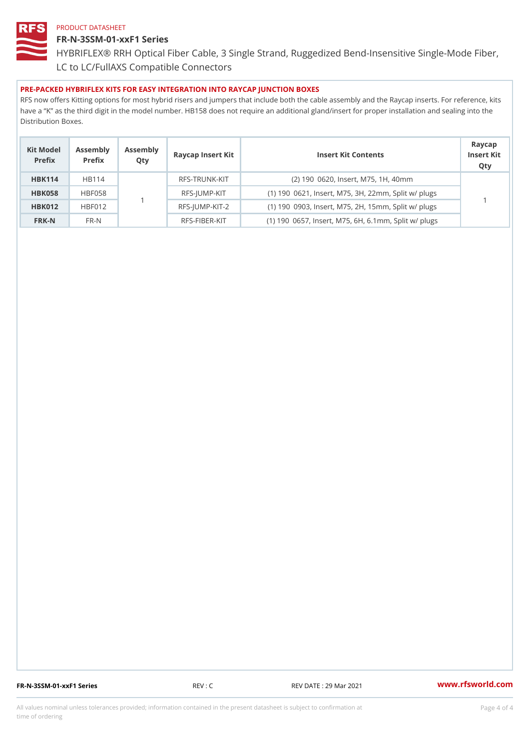PRODUCT DATASHEET

# FR-N-3SSM-01-xxF1 Series

HYBRIFLEX® RRH Optical Fiber Cable, 3 Single Strand, Ruggedized Bend-Insensitive Single-Mode Fiber, LC to LC/FullAXS Compatible Connectors

## PRE-PACKED HYBRIFLEX KITS FOR EASY INTEGRATION INTO RAYCAP JUNCTION BOXES

RFS now offers Kitting options for most hybrid risers and jumpers that include both the cable assembly and the Raycap inserts. For reference, kits have a "K" as the third digit in the model number. HB158 does not require an additional gland/insert for proper installation and sealing into the Distribution Boxes.

| Kit Model Prefix | Assembly Prefix | Assembly Qty | Raycap Insert Kit | Insert Kit Contents | Raycap Insert Kit Qty |
|---|---|---|---|---|---|
| HBK114 | HB114 | 1 | RFS-TRUNK-KIT | (2) 190 0620, Insert, M75, 1H, 40mm | 1 |
| HBK058 | HBF058 | | RFS-JUMP-KIT | (1) 190 0621, Insert, M75, 3H, 22mm, Split w/ plugs | |
| HBK012 | HBF012 | | RFS-JUMP-KIT-2 | (1) 190 0903, Insert, M75, 2H, 15mm, Split w/ plugs | |
| FRK-N | FR-N | | RFS-FIBER-KIT | (1) 190 0657, Insert, M75, 6H, 6.1mm, Split w/ plugs | |